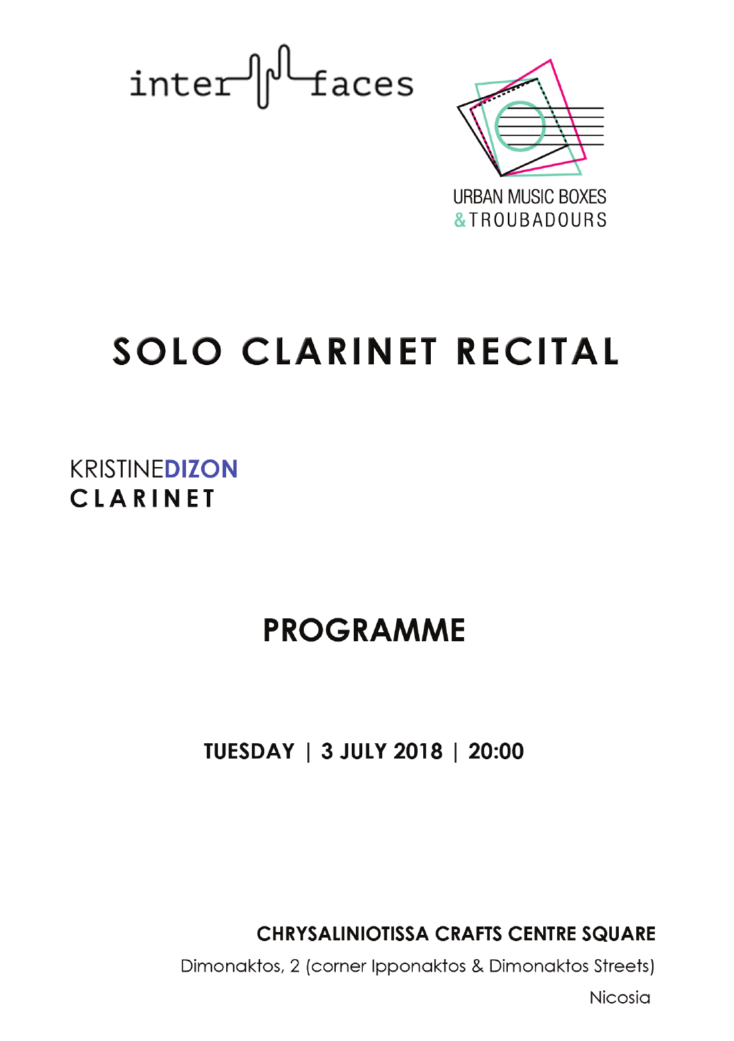inter faces

URBAN MUSIC BOXES
& TROUBADOURS

# SOLO CLARINET RECITAL

KRISTINE**DIZON**
**CLARINET**

## PROGRAMME

**TUESDAY | 3 JULY 2018 | 20:00**

**CHRYSALINIOTISSA CRAFTS CENTRE SQUARE**
Dimonaktos, 2 (corner Ipponaktos & Dimonaktos Streets)
Nicosia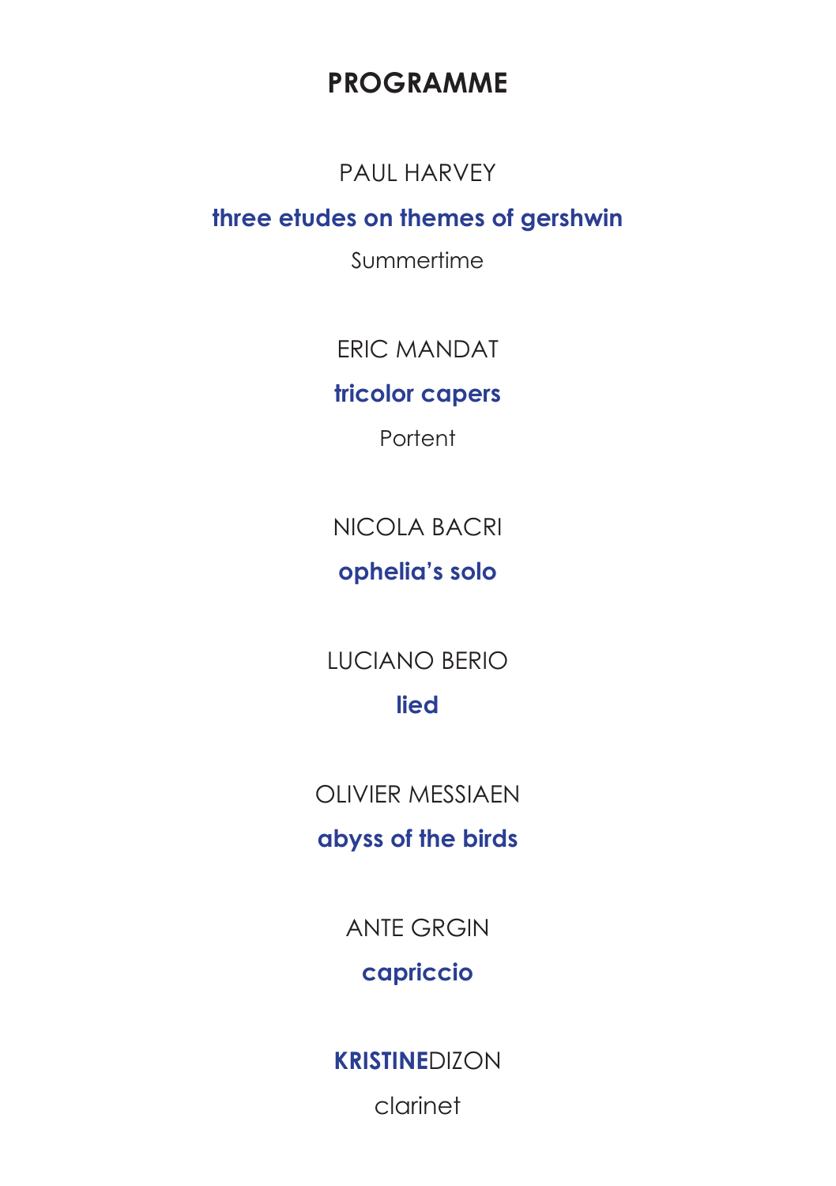# PROGRAMME

PAUL HARVEY

**three etudes on themes of gershwin**

Summertime

ERIC MANDAT

**tricolor capers**

Portent

NICOLA BACRI

**ophelia's solo**

LUCIANO BERIO

**lied**

OLIVIER MESSIAEN

**abyss of the birds**

ANTE GRGIN

**capriccio**

**KRISTINE**DIZON

clarinet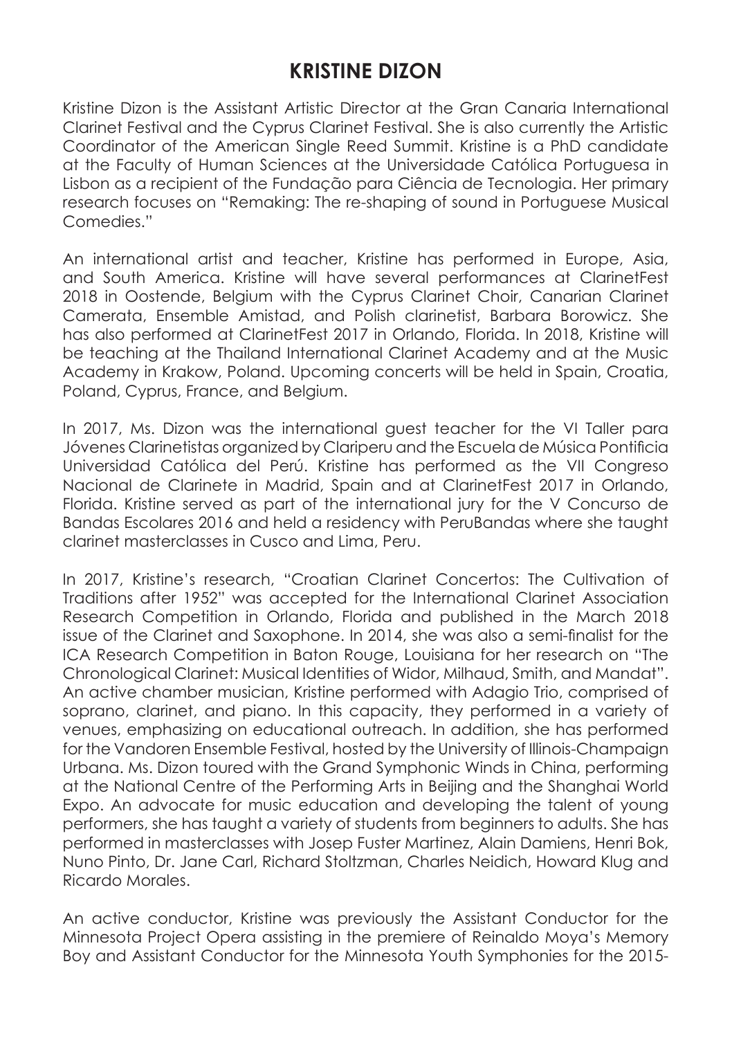# KRISTINE DIZON

Kristine Dizon is the Assistant Artistic Director at the Gran Canaria International Clarinet Festival and the Cyprus Clarinet Festival. She is also currently the Artistic Coordinator of the American Single Reed Summit. Kristine is a PhD candidate at the Faculty of Human Sciences at the Universidade Católica Portuguesa in Lisbon as a recipient of the Fundação para Ciência de Tecnologia. Her primary research focuses on "Remaking: The re-shaping of sound in Portuguese Musical Comedies."

An international artist and teacher, Kristine has performed in Europe, Asia, and South America. Kristine will have several performances at ClarinetFest 2018 in Oostende, Belgium with the Cyprus Clarinet Choir, Canarian Clarinet Camerata, Ensemble Amistad, and Polish clarinetist, Barbara Borowicz. She has also performed at ClarinetFest 2017 in Orlando, Florida. In 2018, Kristine will be teaching at the Thailand International Clarinet Academy and at the Music Academy in Krakow, Poland. Upcoming concerts will be held in Spain, Croatia, Poland, Cyprus, France, and Belgium.

In 2017, Ms. Dizon was the international guest teacher for the VI Taller para Jóvenes Clarinetistas organized by Clariperu and the Escuela de Música Pontificia Universidad Católica del Perú. Kristine has performed as the VII Congreso Nacional de Clarinete in Madrid, Spain and at ClarinetFest 2017 in Orlando, Florida. Kristine served as part of the international jury for the V Concurso de Bandas Escolares 2016 and held a residency with PeruBandas where she taught clarinet masterclasses in Cusco and Lima, Peru.

In 2017, Kristine's research, "Croatian Clarinet Concertos: The Cultivation of Traditions after 1952" was accepted for the International Clarinet Association Research Competition in Orlando, Florida and published in the March 2018 issue of the Clarinet and Saxophone. In 2014, she was also a semi-finalist for the ICA Research Competition in Baton Rouge, Louisiana for her research on "The Chronological Clarinet: Musical Identities of Widor, Milhaud, Smith, and Mandat". An active chamber musician, Kristine performed with Adagio Trio, comprised of soprano, clarinet, and piano. In this capacity, they performed in a variety of venues, emphasizing on educational outreach. In addition, she has performed for the Vandoren Ensemble Festival, hosted by the University of Illinois-Champaign Urbana. Ms. Dizon toured with the Grand Symphonic Winds in China, performing at the National Centre of the Performing Arts in Beijing and the Shanghai World Expo. An advocate for music education and developing the talent of young performers, she has taught a variety of students from beginners to adults. She has performed in masterclasses with Josep Fuster Martinez, Alain Damiens, Henri Bok, Nuno Pinto, Dr. Jane Carl, Richard Stoltzman, Charles Neidich, Howard Klug and Ricardo Morales.

An active conductor, Kristine was previously the Assistant Conductor for the Minnesota Project Opera assisting in the premiere of Reinaldo Moya's Memory Boy and Assistant Conductor for the Minnesota Youth Symphonies for the 2015-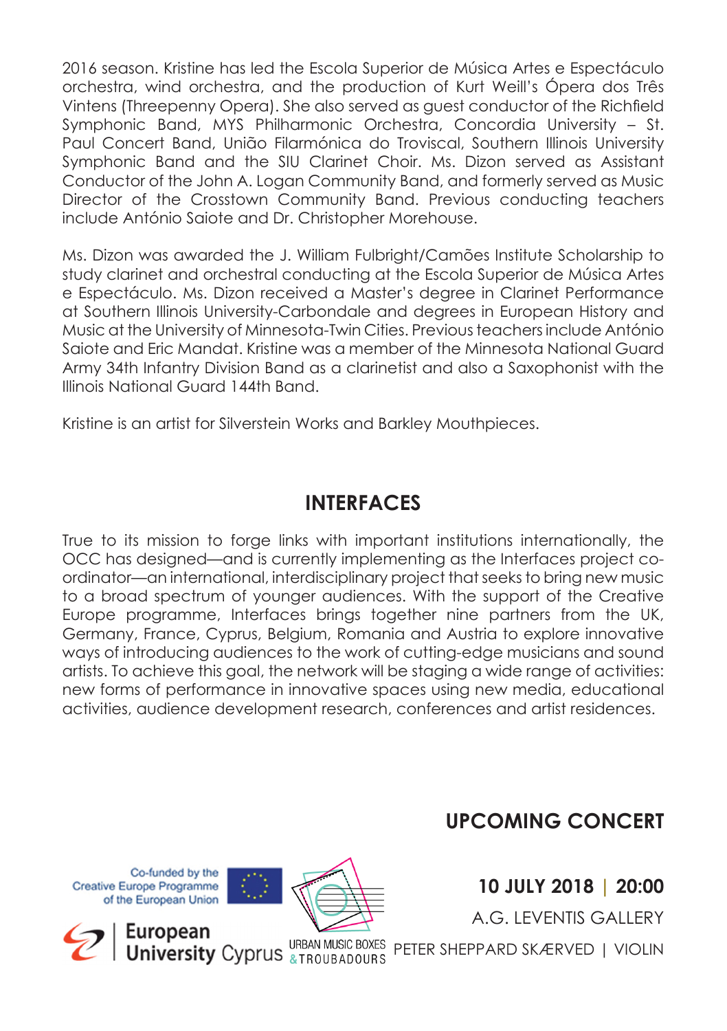2016 season. Kristine has led the Escola Superior de Música Artes e Espectáculo orchestra, wind orchestra, and the production of Kurt Weill's Ópera dos Três Vintens (Threepenny Opera). She also served as guest conductor of the Richfield Symphonic Band, MYS Philharmonic Orchestra, Concordia University – St. Paul Concert Band, União Filarmónica do Troviscal, Southern Illinois University Symphonic Band and the SIU Clarinet Choir. Ms. Dizon served as Assistant Conductor of the John A. Logan Community Band, and formerly served as Music Director of the Crosstown Community Band. Previous conducting teachers include António Saiote and Dr. Christopher Morehouse.

Ms. Dizon was awarded the J. William Fulbright/Camões Institute Scholarship to study clarinet and orchestral conducting at the Escola Superior de Música Artes e Espectáculo. Ms. Dizon received a Master's degree in Clarinet Performance at Southern Illinois University-Carbondale and degrees in European History and Music at the University of Minnesota-Twin Cities. Previous teachers include António Saiote and Eric Mandat. Kristine was a member of the Minnesota National Guard Army 34th Infantry Division Band as a clarinetist and also a Saxophonist with the Illinois National Guard 144th Band.

Kristine is an artist for Silverstein Works and Barkley Mouthpieces.

## INTERFACES

True to its mission to forge links with important institutions internationally, the OCC has designed—and is currently implementing as the Interfaces project co-ordinator—an international, interdisciplinary project that seeks to bring new music to a broad spectrum of younger audiences. With the support of the Creative Europe programme, Interfaces brings together nine partners from the UK, Germany, France, Cyprus, Belgium, Romania and Austria to explore innovative ways of introducing audiences to the work of cutting-edge musicians and sound artists. To achieve this goal, the network will be staging a wide range of activities: new forms of performance in innovative spaces using new media, educational activities, audience development research, conferences and artist residences.

## UPCOMING CONCERT

**10 JULY 2018 | 20:00**

A.G. LEVENTIS GALLERY

PETER SHEPPARD SKÆRVED | VIOLIN

Co-funded by the Creative Europe Programme of the European Union

European University Cyprus

URBAN MUSIC BOXES & TROUBADOURS